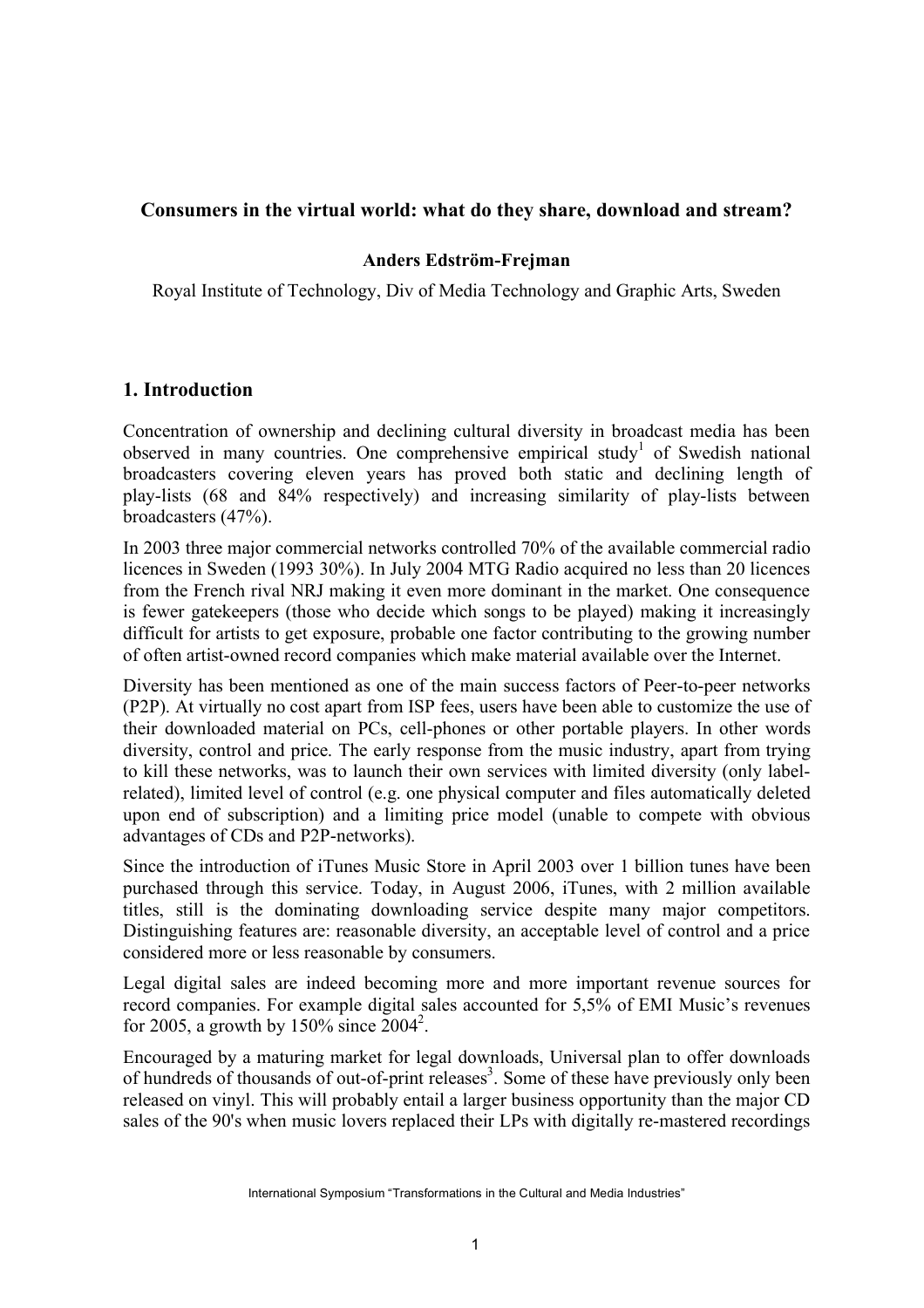# Consumers in the virtual world: what do they share, download and stream?

**Anders Edström-Frejman**

Royal Institute of Technology, Div of Media Technology and Graphic Arts, Sweden

## 1. Introduction

Concentration of ownership and declining cultural diversity in broadcast media has been observed in many countries. One comprehensive empirical study[1] of Swedish national broadcasters covering eleven years has proved both static and declining length of play-lists (68 and 84% respectively) and increasing similarity of play-lists between broadcasters (47%).

In 2003 three major commercial networks controlled 70% of the available commercial radio licences in Sweden (1993 30%). In July 2004 MTG Radio acquired no less than 20 licences from the French rival NRJ making it even more dominant in the market. One consequence is fewer gatekeepers (those who decide which songs to be played) making it increasingly difficult for artists to get exposure, probable one factor contributing to the growing number of often artist-owned record companies which make material available over the Internet.

Diversity has been mentioned as one of the main success factors of Peer-to-peer networks (P2P). At virtually no cost apart from ISP fees, users have been able to customize the use of their downloaded material on PCs, cell-phones or other portable players. In other words diversity, control and price. The early response from the music industry, apart from trying to kill these networks, was to launch their own services with limited diversity (only label-related), limited level of control (e.g. one physical computer and files automatically deleted upon end of subscription) and a limiting price model (unable to compete with obvious advantages of CDs and P2P-networks).

Since the introduction of iTunes Music Store in April 2003 over 1 billion tunes have been purchased through this service. Today, in August 2006, iTunes, with 2 million available titles, still is the dominating downloading service despite many major competitors. Distinguishing features are: reasonable diversity, an acceptable level of control and a price considered more or less reasonable by consumers.

Legal digital sales are indeed becoming more and more important revenue sources for record companies. For example digital sales accounted for 5,5% of EMI Music's revenues for 2005, a growth by 150% since 2004[2].

Encouraged by a maturing market for legal downloads, Universal plan to offer downloads of hundreds of thousands of out-of-print releases[3]. Some of these have previously only been released on vinyl. This will probably entail a larger business opportunity than the major CD sales of the 90's when music lovers replaced their LPs with digitally re-mastered recordings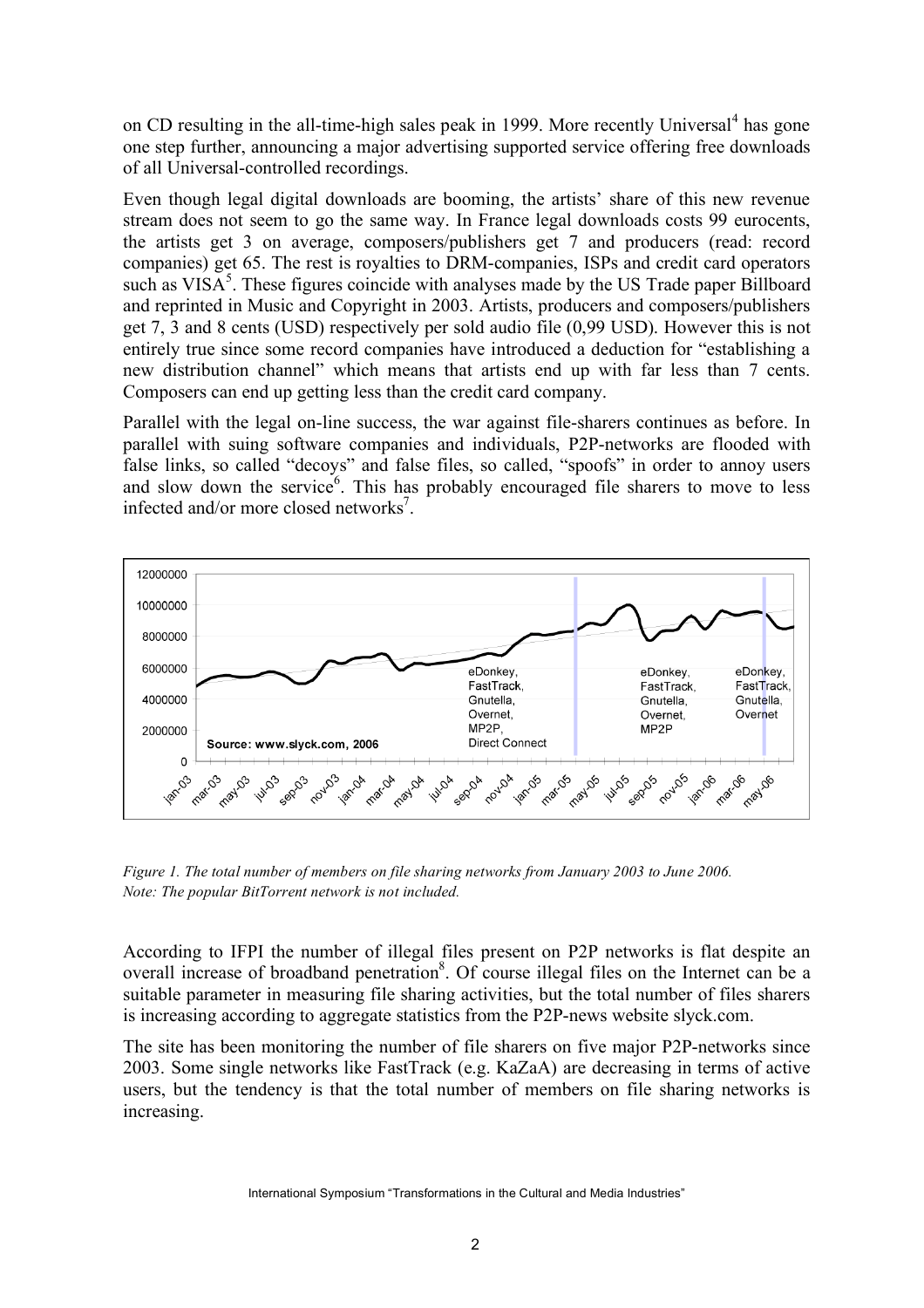on CD resulting in the all-time-high sales peak in 1999. More recently Universal[4] has gone one step further, announcing a major advertising supported service offering free downloads of all Universal-controlled recordings.

Even though legal digital downloads are booming, the artists' share of this new revenue stream does not seem to go the same way. In France legal downloads costs 99 eurocents, the artists get 3 on average, composers/publishers get 7 and producers (read: record companies) get 65. The rest is royalties to DRM-companies, ISPs and credit card operators such as VISA[5]. These figures coincide with analyses made by the US Trade paper Billboard and reprinted in Music and Copyright in 2003. Artists, producers and composers/publishers get 7, 3 and 8 cents (USD) respectively per sold audio file (0,99 USD). However this is not entirely true since some record companies have introduced a deduction for "establishing a new distribution channel" which means that artists end up with far less than 7 cents. Composers can end up getting less than the credit card company.

Parallel with the legal on-line success, the war against file-sharers continues as before. In parallel with suing software companies and individuals, P2P-networks are flooded with false links, so called "decoys" and false files, so called, "spoofs" in order to annoy users and slow down the service[6]. This has probably encouraged file sharers to move to less infected and/or more closed networks[7].

*Figure 1. The total number of members on file sharing networks from January 2003 to June 2006. Note: The popular BitTorrent network is not included.*

According to IFPI the number of illegal files present on P2P networks is flat despite an overall increase of broadband penetration[8]. Of course illegal files on the Internet can be a suitable parameter in measuring file sharing activities, but the total number of files sharers is increasing according to aggregate statistics from the P2P-news website slyck.com.

The site has been monitoring the number of file sharers on five major P2P-networks since 2003. Some single networks like FastTrack (e.g. KaZaA) are decreasing in terms of active users, but the tendency is that the total number of members on file sharing networks is increasing.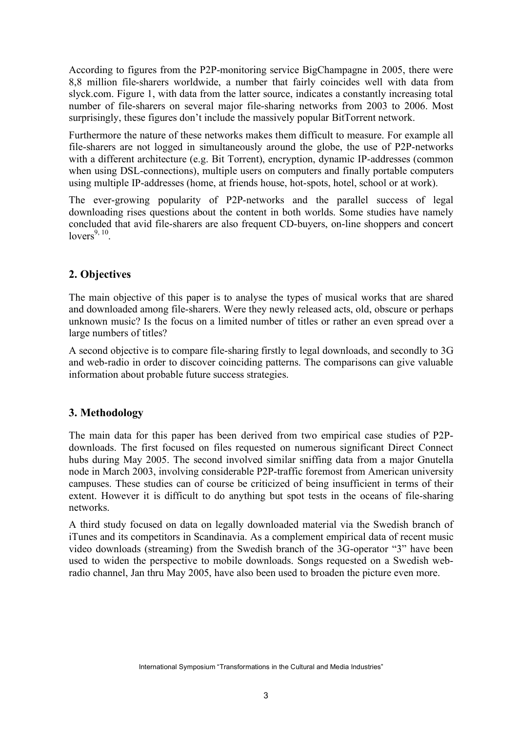According to figures from the P2P-monitoring service BigChampagne in 2005, there were 8,8 million file-sharers worldwide, a number that fairly coincides well with data from slyck.com. Figure 1, with data from the latter source, indicates a constantly increasing total number of file-sharers on several major file-sharing networks from 2003 to 2006. Most surprisingly, these figures don't include the massively popular BitTorrent network.

Furthermore the nature of these networks makes them difficult to measure. For example all file-sharers are not logged in simultaneously around the globe, the use of P2P-networks with a different architecture (e.g. Bit Torrent), encryption, dynamic IP-addresses (common when using DSL-connections), multiple users on computers and finally portable computers using multiple IP-addresses (home, at friends house, hot-spots, hotel, school or at work).

The ever-growing popularity of P2P-networks and the parallel success of legal downloading rises questions about the content in both worlds. Some studies have namely concluded that avid file-sharers are also frequent CD-buyers, on-line shoppers and concert lovers[9, 10].

## 2. Objectives

The main objective of this paper is to analyse the types of musical works that are shared and downloaded among file-sharers. Were they newly released acts, old, obscure or perhaps unknown music? Is the focus on a limited number of titles or rather an even spread over a large numbers of titles?

A second objective is to compare file-sharing firstly to legal downloads, and secondly to 3G and web-radio in order to discover coinciding patterns. The comparisons can give valuable information about probable future success strategies.

## 3. Methodology

The main data for this paper has been derived from two empirical case studies of P2P-downloads. The first focused on files requested on numerous significant Direct Connect hubs during May 2005. The second involved similar sniffing data from a major Gnutella node in March 2003, involving considerable P2P-traffic foremost from American university campuses. These studies can of course be criticized of being insufficient in terms of their extent. However it is difficult to do anything but spot tests in the oceans of file-sharing networks.

A third study focused on data on legally downloaded material via the Swedish branch of iTunes and its competitors in Scandinavia. As a complement empirical data of recent music video downloads (streaming) from the Swedish branch of the 3G-operator "3" have been used to widen the perspective to mobile downloads. Songs requested on a Swedish web-radio channel, Jan thru May 2005, have also been used to broaden the picture even more.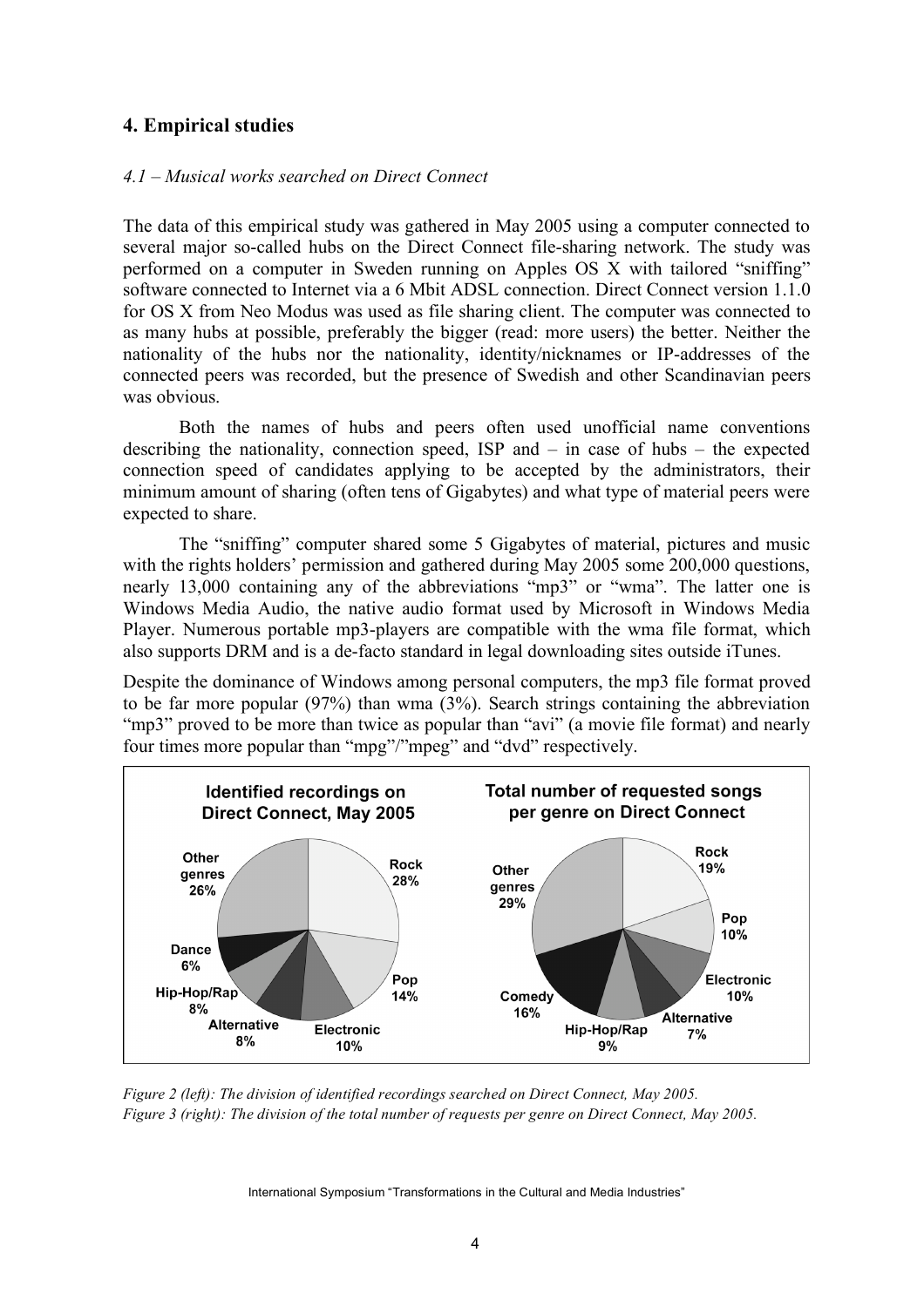## 4. Empirical studies

### *4.1 – Musical works searched on Direct Connect*

The data of this empirical study was gathered in May 2005 using a computer connected to several major so-called hubs on the Direct Connect file-sharing network. The study was performed on a computer in Sweden running on Apples OS X with tailored "sniffing" software connected to Internet via a 6 Mbit ADSL connection. Direct Connect version 1.1.0 for OS X from Neo Modus was used as file sharing client. The computer was connected to as many hubs at possible, preferably the bigger (read: more users) the better. Neither the nationality of the hubs nor the nationality, identity/nicknames or IP-addresses of the connected peers was recorded, but the presence of Swedish and other Scandinavian peers was obvious.

Both the names of hubs and peers often used unofficial name conventions describing the nationality, connection speed, ISP and – in case of hubs – the expected connection speed of candidates applying to be accepted by the administrators, their minimum amount of sharing (often tens of Gigabytes) and what type of material peers were expected to share.

The "sniffing" computer shared some 5 Gigabytes of material, pictures and music with the rights holders' permission and gathered during May 2005 some 200,000 questions, nearly 13,000 containing any of the abbreviations "mp3" or "wma". The latter one is Windows Media Audio, the native audio format used by Microsoft in Windows Media Player. Numerous portable mp3-players are compatible with the wma file format, which also supports DRM and is a de-facto standard in legal downloading sites outside iTunes.

Despite the dominance of Windows among personal computers, the mp3 file format proved to be far more popular (97%) than wma (3%). Search strings containing the abbreviation "mp3" proved to be more than twice as popular than "avi" (a movie file format) and nearly four times more popular than "mpg"/"mpeg" and "dvd" respectively.

**Identified recordings on Direct Connect, May 2005**

| Genre | Share |
|---|---|
| Rock | 28% |
| Pop | 14% |
| Electronic | 10% |
| Alternative | 8% |
| Hip-Hop/Rap | 8% |
| Dance | 6% |
| Other genres | 26% |

**Total number of requested songs per genre on Direct Connect**

| Genre | Share |
|---|---|
| Rock | 19% |
| Pop | 10% |
| Electronic | 10% |
| Alternative | 7% |
| Hip-Hop/Rap | 9% |
| Comedy | 16% |
| Other genres | 29% |

*Figure 2 (left): The division of identified recordings searched on Direct Connect, May 2005.*
*Figure 3 (right): The division of the total number of requests per genre on Direct Connect, May 2005.*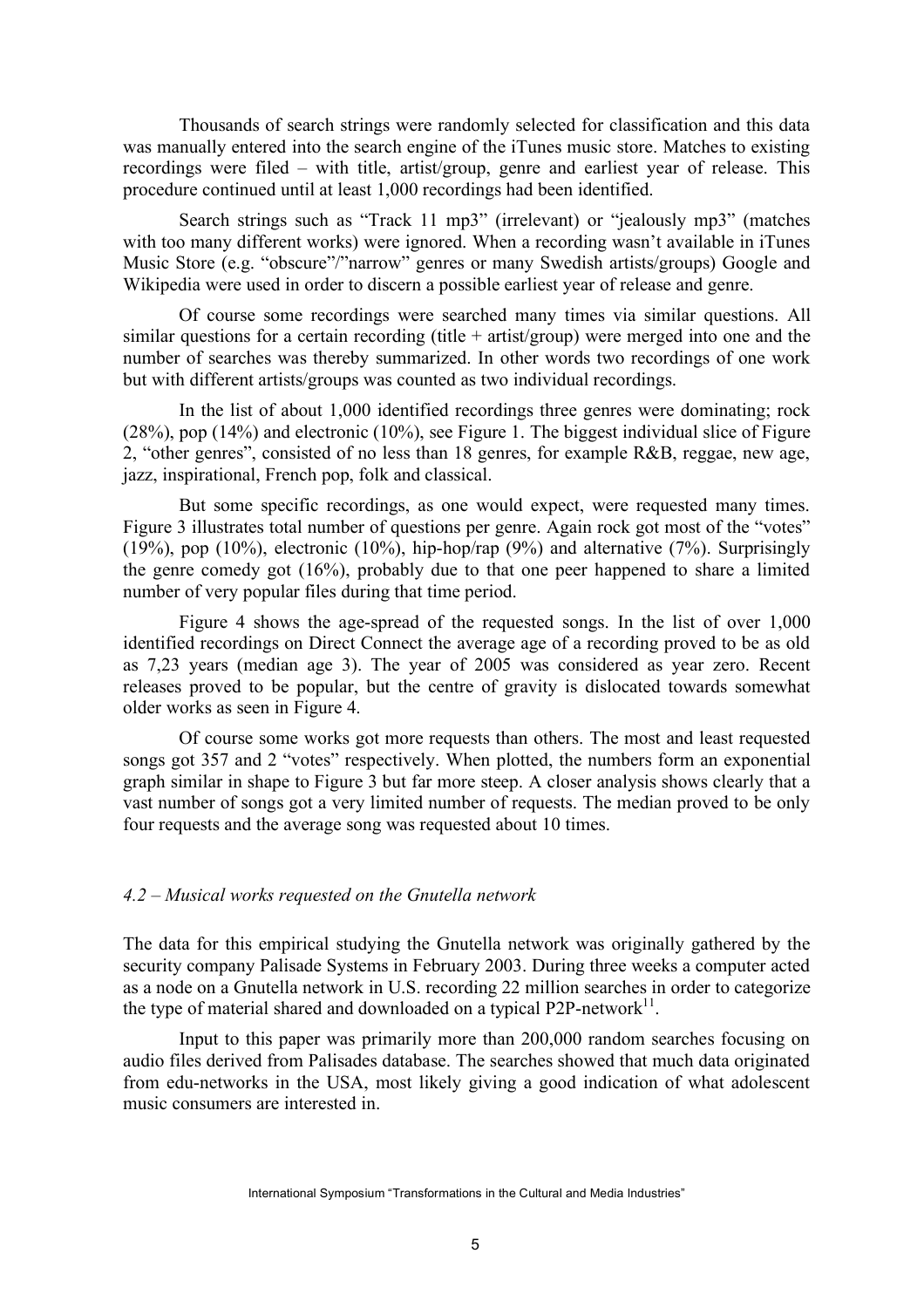Thousands of search strings were randomly selected for classification and this data was manually entered into the search engine of the iTunes music store. Matches to existing recordings were filed – with title, artist/group, genre and earliest year of release. This procedure continued until at least 1,000 recordings had been identified.

Search strings such as "Track 11 mp3" (irrelevant) or "jealously mp3" (matches with too many different works) were ignored. When a recording wasn't available in iTunes Music Store (e.g. "obscure"/"narrow" genres or many Swedish artists/groups) Google and Wikipedia were used in order to discern a possible earliest year of release and genre.

Of course some recordings were searched many times via similar questions. All similar questions for a certain recording (title + artist/group) were merged into one and the number of searches was thereby summarized. In other words two recordings of one work but with different artists/groups was counted as two individual recordings.

In the list of about 1,000 identified recordings three genres were dominating; rock (28%), pop (14%) and electronic (10%), see Figure 1. The biggest individual slice of Figure 2, "other genres", consisted of no less than 18 genres, for example R&B, reggae, new age, jazz, inspirational, French pop, folk and classical.

But some specific recordings, as one would expect, were requested many times. Figure 3 illustrates total number of questions per genre. Again rock got most of the "votes" (19%), pop (10%), electronic (10%), hip-hop/rap (9%) and alternative (7%). Surprisingly the genre comedy got (16%), probably due to that one peer happened to share a limited number of very popular files during that time period.

Figure 4 shows the age-spread of the requested songs. In the list of over 1,000 identified recordings on Direct Connect the average age of a recording proved to be as old as 7,23 years (median age 3). The year of 2005 was considered as year zero. Recent releases proved to be popular, but the centre of gravity is dislocated towards somewhat older works as seen in Figure 4.

Of course some works got more requests than others. The most and least requested songs got 357 and 2 "votes" respectively. When plotted, the numbers form an exponential graph similar in shape to Figure 3 but far more steep. A closer analysis shows clearly that a vast number of songs got a very limited number of requests. The median proved to be only four requests and the average song was requested about 10 times.

### *4.2 – Musical works requested on the Gnutella network*

The data for this empirical studying the Gnutella network was originally gathered by the security company Palisade Systems in February 2003. During three weeks a computer acted as a node on a Gnutella network in U.S. recording 22 million searches in order to categorize the type of material shared and downloaded on a typical P2P-network[11].

Input to this paper was primarily more than 200,000 random searches focusing on audio files derived from Palisades database. The searches showed that much data originated from edu-networks in the USA, most likely giving a good indication of what adolescent music consumers are interested in.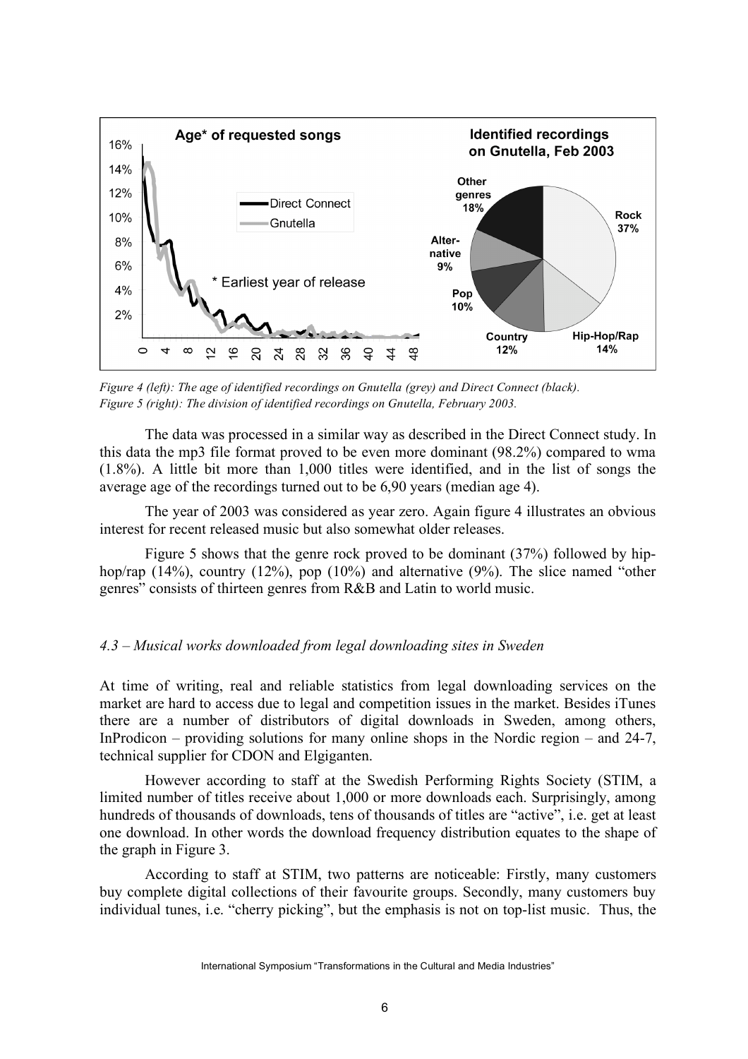*Figure 4 (left): The age of identified recordings on Gnutella (grey) and Direct Connect (black).*
*Figure 5 (right): The division of identified recordings on Gnutella, February 2003.*

The data was processed in a similar way as described in the Direct Connect study. In this data the mp3 file format proved to be even more dominant (98.2%) compared to wma (1.8%). A little bit more than 1,000 titles were identified, and in the list of songs the average age of the recordings turned out to be 6,90 years (median age 4).

The year of 2003 was considered as year zero. Again figure 4 illustrates an obvious interest for recent released music but also somewhat older releases.

Figure 5 shows that the genre rock proved to be dominant (37%) followed by hip-hop/rap (14%), country (12%), pop (10%) and alternative (9%). The slice named "other genres" consists of thirteen genres from R&B and Latin to world music.

### *4.3 – Musical works downloaded from legal downloading sites in Sweden*

At time of writing, real and reliable statistics from legal downloading services on the market are hard to access due to legal and competition issues in the market. Besides iTunes there are a number of distributors of digital downloads in Sweden, among others, InProdicon – providing solutions for many online shops in the Nordic region – and 24-7, technical supplier for CDON and Elgiganten.

However according to staff at the Swedish Performing Rights Society (STIM, a limited number of titles receive about 1,000 or more downloads each. Surprisingly, among hundreds of thousands of downloads, tens of thousands of titles are "active", i.e. get at least one download. In other words the download frequency distribution equates to the shape of the graph in Figure 3.

According to staff at STIM, two patterns are noticeable: Firstly, many customers buy complete digital collections of their favourite groups. Secondly, many customers buy individual tunes, i.e. "cherry picking", but the emphasis is not on top-list music. Thus, the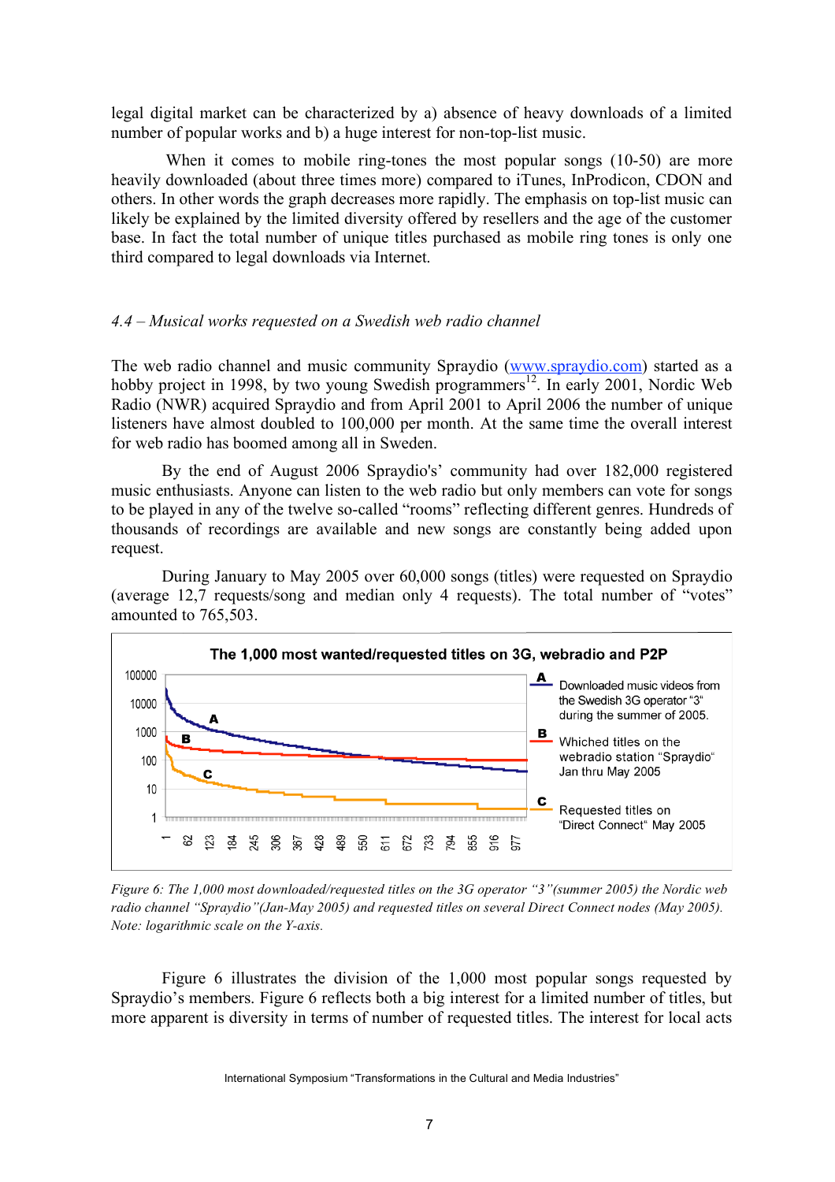legal digital market can be characterized by a) absence of heavy downloads of a limited number of popular works and b) a huge interest for non-top-list music.

When it comes to mobile ring-tones the most popular songs (10-50) are more heavily downloaded (about three times more) compared to iTunes, InProdicon, CDON and others. In other words the graph decreases more rapidly. The emphasis on top-list music can likely be explained by the limited diversity offered by resellers and the age of the customer base. In fact the total number of unique titles purchased as mobile ring tones is only one third compared to legal downloads via Internet.

*4.4 – Musical works requested on a Swedish web radio channel*

The web radio channel and music community Spraydio (www.spraydio.com) started as a hobby project in 1998, by two young Swedish programmers[12]. In early 2001, Nordic Web Radio (NWR) acquired Spraydio and from April 2001 to April 2006 the number of unique listeners have almost doubled to 100,000 per month. At the same time the overall interest for web radio has boomed among all in Sweden.

By the end of August 2006 Spraydio's' community had over 182,000 registered music enthusiasts. Anyone can listen to the web radio but only members can vote for songs to be played in any of the twelve so-called "rooms" reflecting different genres. Hundreds of thousands of recordings are available and new songs are constantly being added upon request.

During January to May 2005 over 60,000 songs (titles) were requested on Spraydio (average 12,7 requests/song and median only 4 requests). The total number of "votes" amounted to 765,503.

*Figure 6: The 1,000 most downloaded/requested titles on the 3G operator "3"(summer 2005) the Nordic web radio channel "Spraydio"(Jan-May 2005) and requested titles on several Direct Connect nodes (May 2005). Note: logarithmic scale on the Y-axis.*

Figure 6 illustrates the division of the 1,000 most popular songs requested by Spraydio's members. Figure 6 reflects both a big interest for a limited number of titles, but more apparent is diversity in terms of number of requested titles. The interest for local acts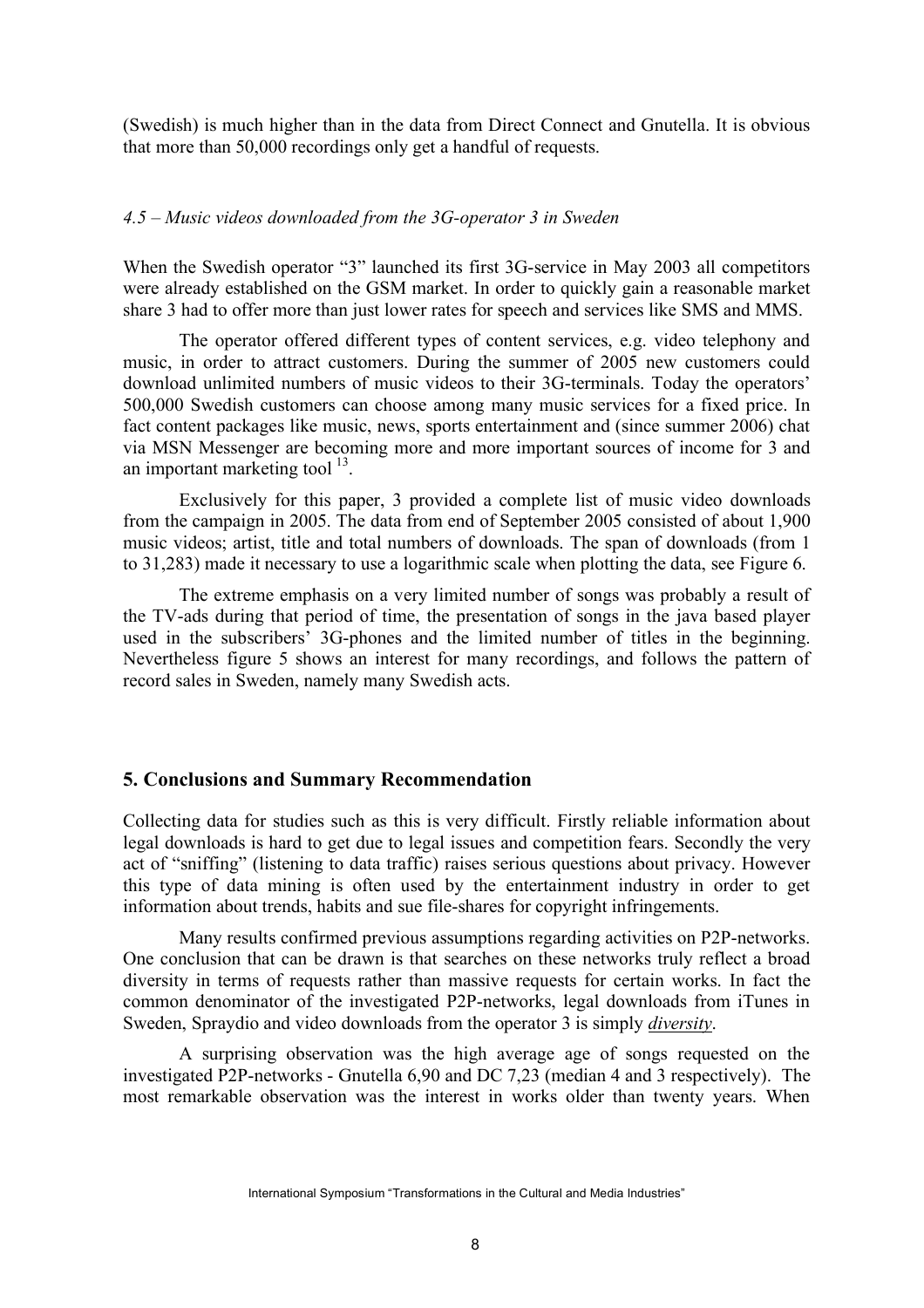(Swedish) is much higher than in the data from Direct Connect and Gnutella. It is obvious that more than 50,000 recordings only get a handful of requests.

### *4.5 – Music videos downloaded from the 3G-operator 3 in Sweden*

When the Swedish operator "3" launched its first 3G-service in May 2003 all competitors were already established on the GSM market. In order to quickly gain a reasonable market share 3 had to offer more than just lower rates for speech and services like SMS and MMS.

The operator offered different types of content services, e.g. video telephony and music, in order to attract customers. During the summer of 2005 new customers could download unlimited numbers of music videos to their 3G-terminals. Today the operators' 500,000 Swedish customers can choose among many music services for a fixed price. In fact content packages like music, news, sports entertainment and (since summer 2006) chat via MSN Messenger are becoming more and more important sources of income for 3 and an important marketing tool [13].

Exclusively for this paper, 3 provided a complete list of music video downloads from the campaign in 2005. The data from end of September 2005 consisted of about 1,900 music videos; artist, title and total numbers of downloads. The span of downloads (from 1 to 31,283) made it necessary to use a logarithmic scale when plotting the data, see Figure 6.

The extreme emphasis on a very limited number of songs was probably a result of the TV-ads during that period of time, the presentation of songs in the java based player used in the subscribers' 3G-phones and the limited number of titles in the beginning. Nevertheless figure 5 shows an interest for many recordings, and follows the pattern of record sales in Sweden, namely many Swedish acts.

## 5. Conclusions and Summary Recommendation

Collecting data for studies such as this is very difficult. Firstly reliable information about legal downloads is hard to get due to legal issues and competition fears. Secondly the very act of "sniffing" (listening to data traffic) raises serious questions about privacy. However this type of data mining is often used by the entertainment industry in order to get information about trends, habits and sue file-shares for copyright infringements.

Many results confirmed previous assumptions regarding activities on P2P-networks. One conclusion that can be drawn is that searches on these networks truly reflect a broad diversity in terms of requests rather than massive requests for certain works. In fact the common denominator of the investigated P2P-networks, legal downloads from iTunes in Sweden, Spraydio and video downloads from the operator 3 is simply ***diversity***.

A surprising observation was the high average age of songs requested on the investigated P2P-networks - Gnutella 6,90 and DC 7,23 (median 4 and 3 respectively). The most remarkable observation was the interest in works older than twenty years. When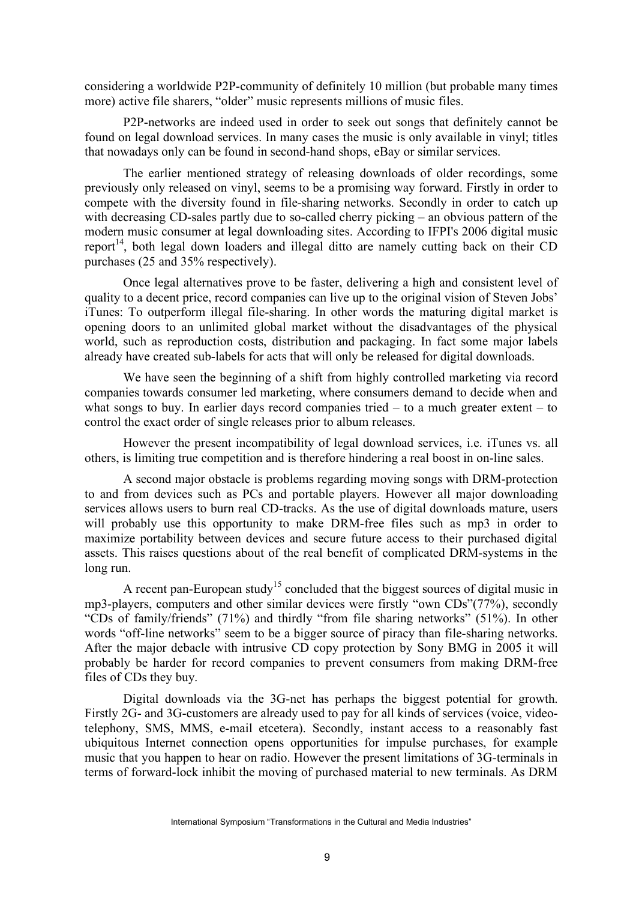considering a worldwide P2P-community of definitely 10 million (but probable many times more) active file sharers, "older" music represents millions of music files.

P2P-networks are indeed used in order to seek out songs that definitely cannot be found on legal download services. In many cases the music is only available in vinyl; titles that nowadays only can be found in second-hand shops, eBay or similar services.

The earlier mentioned strategy of releasing downloads of older recordings, some previously only released on vinyl, seems to be a promising way forward. Firstly in order to compete with the diversity found in file-sharing networks. Secondly in order to catch up with decreasing CD-sales partly due to so-called cherry picking – an obvious pattern of the modern music consumer at legal downloading sites. According to IFPI's 2006 digital music report[14], both legal down loaders and illegal ditto are namely cutting back on their CD purchases (25 and 35% respectively).

Once legal alternatives prove to be faster, delivering a high and consistent level of quality to a decent price, record companies can live up to the original vision of Steven Jobs' iTunes: To outperform illegal file-sharing. In other words the maturing digital market is opening doors to an unlimited global market without the disadvantages of the physical world, such as reproduction costs, distribution and packaging. In fact some major labels already have created sub-labels for acts that will only be released for digital downloads.

We have seen the beginning of a shift from highly controlled marketing via record companies towards consumer led marketing, where consumers demand to decide when and what songs to buy. In earlier days record companies tried – to a much greater extent – to control the exact order of single releases prior to album releases.

However the present incompatibility of legal download services, i.e. iTunes vs. all others, is limiting true competition and is therefore hindering a real boost in on-line sales.

A second major obstacle is problems regarding moving songs with DRM-protection to and from devices such as PCs and portable players. However all major downloading services allows users to burn real CD-tracks. As the use of digital downloads mature, users will probably use this opportunity to make DRM-free files such as mp3 in order to maximize portability between devices and secure future access to their purchased digital assets. This raises questions about of the real benefit of complicated DRM-systems in the long run.

A recent pan-European study[15] concluded that the biggest sources of digital music in mp3-players, computers and other similar devices were firstly "own CDs"(77%), secondly "CDs of family/friends" (71%) and thirdly "from file sharing networks" (51%). In other words "off-line networks" seem to be a bigger source of piracy than file-sharing networks. After the major debacle with intrusive CD copy protection by Sony BMG in 2005 it will probably be harder for record companies to prevent consumers from making DRM-free files of CDs they buy.

Digital downloads via the 3G-net has perhaps the biggest potential for growth. Firstly 2G- and 3G-customers are already used to pay for all kinds of services (voice, video-telephony, SMS, MMS, e-mail etcetera). Secondly, instant access to a reasonably fast ubiquitous Internet connection opens opportunities for impulse purchases, for example music that you happen to hear on radio. However the present limitations of 3G-terminals in terms of forward-lock inhibit the moving of purchased material to new terminals. As DRM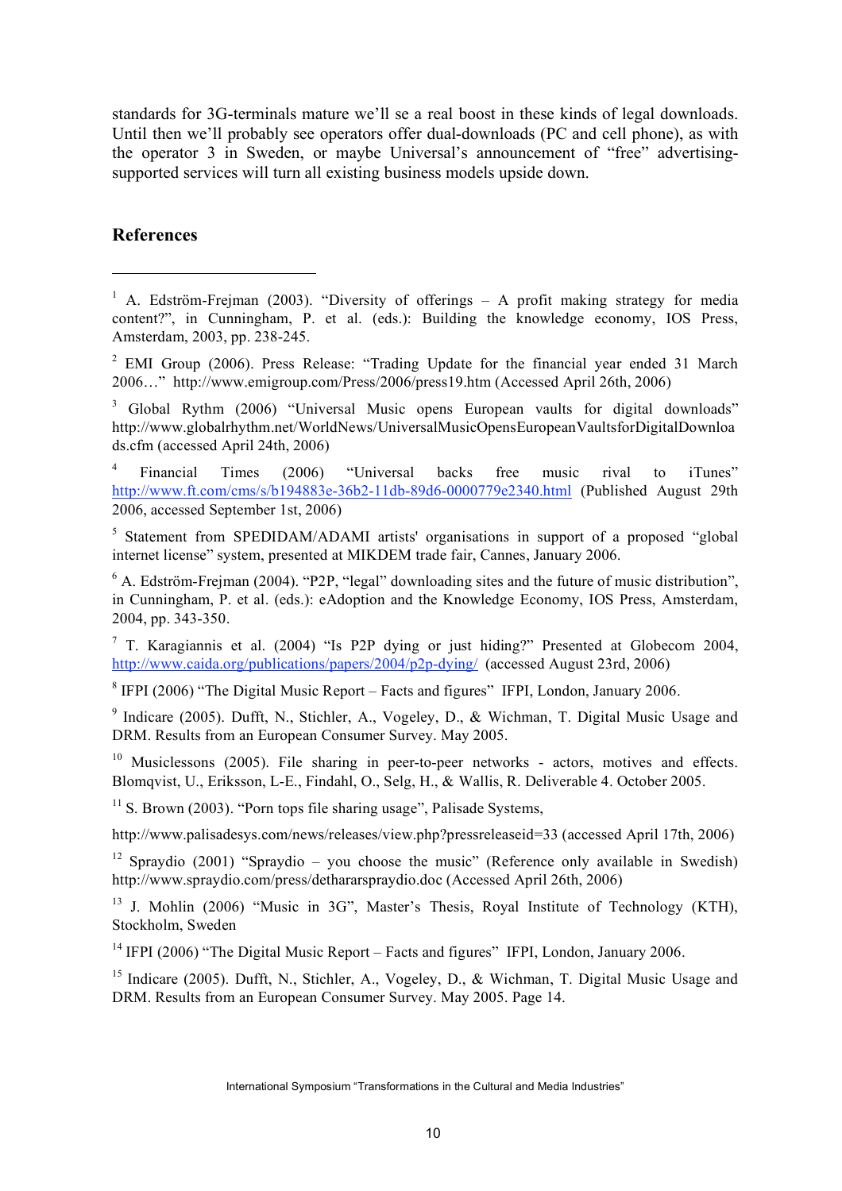standards for 3G-terminals mature we'll se a real boost in these kinds of legal downloads. Until then we'll probably see operators offer dual-downloads (PC and cell phone), as with the operator 3 in Sweden, or maybe Universal's announcement of "free" advertising-supported services will turn all existing business models upside down.

## References

[1] A. Edström-Frejman (2003). "Diversity of offerings – A profit making strategy for media content?", in Cunningham, P. et al. (eds.): Building the knowledge economy, IOS Press, Amsterdam, 2003, pp. 238-245.

[2] EMI Group (2006). Press Release: "Trading Update for the financial year ended 31 March 2006…" http://www.emigroup.com/Press/2006/press19.htm (Accessed April 26th, 2006)

[3] Global Rythm (2006) "Universal Music opens European vaults for digital downloads" http://www.globalrhythm.net/WorldNews/UniversalMusicOpensEuropeanVaultsforDigitalDownloads.cfm (accessed April 24th, 2006)

[4] Financial Times (2006) "Universal backs free music rival to iTunes" http://www.ft.com/cms/s/b194883e-36b2-11db-89d6-0000779e2340.html (Published August 29th 2006, accessed September 1st, 2006)

[5] Statement from SPEDIDAM/ADAMI artists' organisations in support of a proposed "global internet license" system, presented at MIKDEM trade fair, Cannes, January 2006.

[6] A. Edström-Frejman (2004). "P2P, "legal" downloading sites and the future of music distribution", in Cunningham, P. et al. (eds.): eAdoption and the Knowledge Economy, IOS Press, Amsterdam, 2004, pp. 343-350.

[7] T. Karagiannis et al. (2004) "Is P2P dying or just hiding?" Presented at Globecom 2004, http://www.caida.org/publications/papers/2004/p2p-dying/ (accessed August 23rd, 2006)

[8] IFPI (2006) "The Digital Music Report – Facts and figures" IFPI, London, January 2006.

[9] Indicare (2005). Dufft, N., Stichler, A., Vogeley, D., & Wichman, T. Digital Music Usage and DRM. Results from an European Consumer Survey. May 2005.

[10] Musiclessons (2005). File sharing in peer-to-peer networks - actors, motives and effects. Blomqvist, U., Eriksson, L-E., Findahl, O., Selg, H., & Wallis, R. Deliverable 4. October 2005.

[11] S. Brown (2003). "Porn tops file sharing usage", Palisade Systems,

http://www.palisadesys.com/news/releases/view.php?pressreleaseid=33 (accessed April 17th, 2006)

[12] Spraydio (2001) "Spraydio – you choose the music" (Reference only available in Swedish) http://www.spraydio.com/press/dethararspraydio.doc (Accessed April 26th, 2006)

[13] J. Mohlin (2006) "Music in 3G", Master's Thesis, Royal Institute of Technology (KTH), Stockholm, Sweden

[14] IFPI (2006) "The Digital Music Report – Facts and figures" IFPI, London, January 2006.

[15] Indicare (2005). Dufft, N., Stichler, A., Vogeley, D., & Wichman, T. Digital Music Usage and DRM. Results from an European Consumer Survey. May 2005. Page 14.